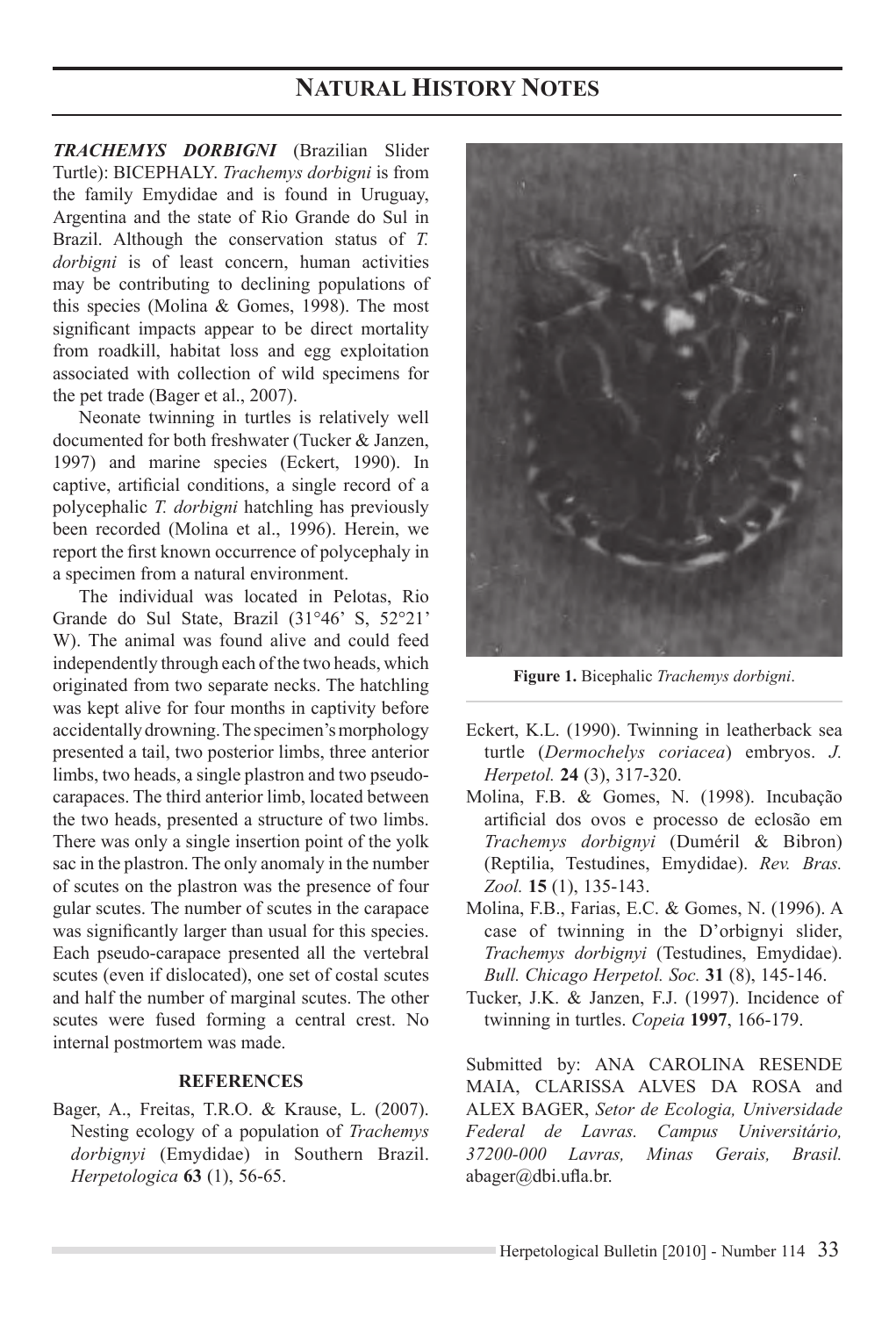# NATURAL HISTORY NOTES

***TRACHEMYS DORBIGNI*** (Brazilian Slider Turtle): BICEPHALY. *Trachemys dorbigni* is from the family Emydidae and is found in Uruguay, Argentina and the state of Rio Grande do Sul in Brazil. Although the conservation status of *T. dorbigni* is of least concern, human activities may be contributing to declining populations of this species (Molina & Gomes, 1998). The most significant impacts appear to be direct mortality from roadkill, habitat loss and egg exploitation associated with collection of wild specimens for the pet trade (Bager et al., 2007).

Neonate twinning in turtles is relatively well documented for both freshwater (Tucker & Janzen, 1997) and marine species (Eckert, 1990). In captive, artificial conditions, a single record of a polycephalic *T. dorbigni* hatchling has previously been recorded (Molina et al., 1996). Herein, we report the first known occurrence of polycephaly in a specimen from a natural environment.

The individual was located in Pelotas, Rio Grande do Sul State, Brazil (31°46' S, 52°21' W). The animal was found alive and could feed independently through each of the two heads, which originated from two separate necks. The hatchling was kept alive for four months in captivity before accidentally drowning. The specimen's morphology presented a tail, two posterior limbs, three anterior limbs, two heads, a single plastron and two pseudo-carapaces. The third anterior limb, located between the two heads, presented a structure of two limbs. There was only a single insertion point of the yolk sac in the plastron. The only anomaly in the number of scutes on the plastron was the presence of four gular scutes. The number of scutes in the carapace was significantly larger than usual for this species. Each pseudo-carapace presented all the vertebral scutes (even if dislocated), one set of costal scutes and half the number of marginal scutes. The other scutes were fused forming a central crest. No internal postmortem was made.

**Figure 1.** Bicephalic *Trachemys dorbigni*.

### REFERENCES

Bager, A., Freitas, T.R.O. & Krause, L. (2007). Nesting ecology of a population of *Trachemys dorbignyi* (Emydidae) in Southern Brazil. *Herpetologica* **63** (1), 56-65.

Eckert, K.L. (1990). Twinning in leatherback sea turtle (*Dermochelys coriacea*) embryos. *J. Herpetol.* **24** (3), 317-320.

Molina, F.B. & Gomes, N. (1998). Incubação artificial dos ovos e processo de eclosão em *Trachemys dorbignyi* (Duméril & Bibron) (Reptilia, Testudines, Emydidae). *Rev. Bras. Zool.* **15** (1), 135-143.

Molina, F.B., Farias, E.C. & Gomes, N. (1996). A case of twinning in the D'orbignyi slider, *Trachemys dorbignyi* (Testudines, Emydidae). *Bull. Chicago Herpetol. Soc.* **31** (8), 145-146.

Tucker, J.K. & Janzen, F.J. (1997). Incidence of twinning in turtles. *Copeia* **1997**, 166-179.

Submitted by: ANA CAROLINA RESENDE MAIA, CLARISSA ALVES DA ROSA and ALEX BAGER, *Setor de Ecologia, Universidade Federal de Lavras. Campus Universitário, 37200-000 Lavras, Minas Gerais, Brasil.* abager@dbi.ufla.br.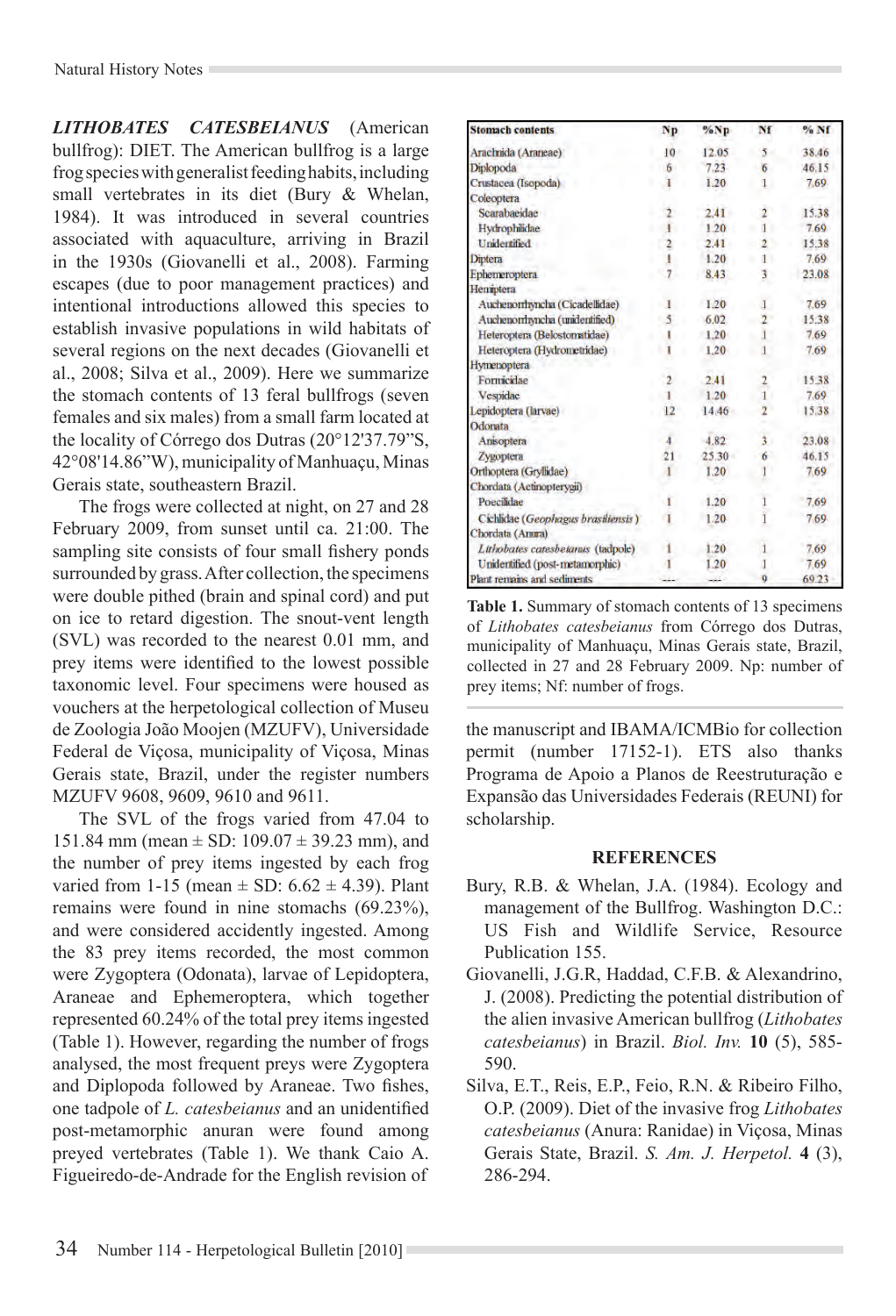***LITHOBATES CATESBEIANUS*** (American bullfrog): DIET. The American bullfrog is a large frog species with generalist feeding habits, including small vertebrates in its diet (Bury & Whelan, 1984). It was introduced in several countries associated with aquaculture, arriving in Brazil in the 1930s (Giovanelli et al., 2008). Farming escapes (due to poor management practices) and intentional introductions allowed this species to establish invasive populations in wild habitats of several regions on the next decades (Giovanelli et al., 2008; Silva et al., 2009). Here we summarize the stomach contents of 13 feral bullfrogs (seven females and six males) from a small farm located at the locality of Córrego dos Dutras (20°12'37.79"S, 42°08'14.86"W), municipality of Manhuaçu, Minas Gerais state, southeastern Brazil.

The frogs were collected at night, on 27 and 28 February 2009, from sunset until ca. 21:00. The sampling site consists of four small fishery ponds surrounded by grass. After collection, the specimens were double pithed (brain and spinal cord) and put on ice to retard digestion. The snout-vent length (SVL) was recorded to the nearest 0.01 mm, and prey items were identified to the lowest possible taxonomic level. Four specimens were housed as vouchers at the herpetological collection of Museu de Zoologia João Moojen (MZUFV), Universidade Federal de Viçosa, municipality of Viçosa, Minas Gerais state, Brazil, under the register numbers MZUFV 9608, 9609, 9610 and 9611.

The SVL of the frogs varied from 47.04 to 151.84 mm (mean ± SD: 109.07 ± 39.23 mm), and the number of prey items ingested by each frog varied from 1-15 (mean ± SD: 6.62 ± 4.39). Plant remains were found in nine stomachs (69.23%), and were considered accidently ingested. Among the 83 prey items recorded, the most common were Zygoptera (Odonata), larvae of Lepidoptera, Araneae and Ephemeroptera, which together represented 60.24% of the total prey items ingested (Table 1). However, regarding the number of frogs analysed, the most frequent preys were Zygoptera and Diplopoda followed by Araneae. Two fishes, one tadpole of *L. catesbeianus* and an unidentified post-metamorphic anuran were found among preyed vertebrates (Table 1). We thank Caio A. Figueiredo-de-Andrade for the English revision of the manuscript and IBAMA/ICMBio for collection permit (number 17152-1). ETS also thanks Programa de Apoio a Planos de Reestruturação e Expansão das Universidades Federais (REUNI) for scholarship.

| Stomach contents | Np | %Np | Nf | % Nf |
|---|---|---|---|---|
| Arachnida (Araneae) | 10 | 12.05 | 5 | 38.46 |
| Diplopoda | 6 | 7.23 | 6 | 46.15 |
| Crustacea (Isopoda) | 1 | 1.20 | 1 | 7.69 |
| Coleoptera | | | | |
| Scarabaeidae | 2 | 2.41 | 2 | 15.38 |
| Hydrophilidae | 1 | 1.20 | 1 | 7.69 |
| Unidentified | 2 | 2.41 | 2 | 15.38 |
| Diptera | 1 | 1.20 | 1 | 7.69 |
| Ephemeroptera | 7 | 8.43 | 3 | 23.08 |
| Hemiptera | | | | |
| Auchenorrhyncha (Cicadellidae) | 1 | 1.20 | 1 | 7.69 |
| Auchenorrhyncha (unidentified) | 5 | 6.02 | 2 | 15.38 |
| Heteroptera (Belostomatidae) | 1 | 1.20 | 1 | 7.69 |
| Heteroptera (Hydrometridae) | 1 | 1.20 | 1 | 7.69 |
| Hymenoptera | | | | |
| Formicidae | 2 | 2.41 | 2 | 15.38 |
| Vespidae | 1 | 1.20 | 1 | 7.69 |
| Lepidoptera (larvae) | 12 | 14.46 | 2 | 15.38 |
| Odonata | | | | |
| Anisoptera | 4 | 4.82 | 3 | 23.08 |
| Zygoptera | 21 | 25.30 | 6 | 46.15 |
| Orthoptera (Gryllidae) | 1 | 1.20 | 1 | 7.69 |
| Chordata (Actinopterygii) | | | | |
| Poecilidae | 1 | 1.20 | 1 | 7.69 |
| Cichlidae (*Geophagus brasiliensis*) | 1 | 1.20 | 1 | 7.69 |
| Chordata (Anura) | | | | |
| *Lithobates catesbeianus* (tadpole) | 1 | 1.20 | 1 | 7.69 |
| Unidentified (post-metamorphic) | 1 | 1.20 | 1 | 7.69 |
| Plant remains and sediments | --- | --- | 9 | 69.23 |

**Table 1.** Summary of stomach contents of 13 specimens of *Lithobates catesbeianus* from Córrego dos Dutras, municipality of Manhuaçu, Minas Gerais state, Brazil, collected in 27 and 28 February 2009. Np: number of prey items; Nf: number of frogs.

## REFERENCES

Bury, R.B. & Whelan, J.A. (1984). Ecology and management of the Bullfrog. Washington D.C.: US Fish and Wildlife Service, Resource Publication 155.

Giovanelli, J.G.R, Haddad, C.F.B. & Alexandrino, J. (2008). Predicting the potential distribution of the alien invasive American bullfrog (*Lithobates catesbeianus*) in Brazil. *Biol. Inv.* **10** (5), 585-590.

Silva, E.T., Reis, E.P., Feio, R.N. & Ribeiro Filho, O.P. (2009). Diet of the invasive frog *Lithobates catesbeianus* (Anura: Ranidae) in Viçosa, Minas Gerais State, Brazil. *S. Am. J. Herpetol.* **4** (3), 286-294.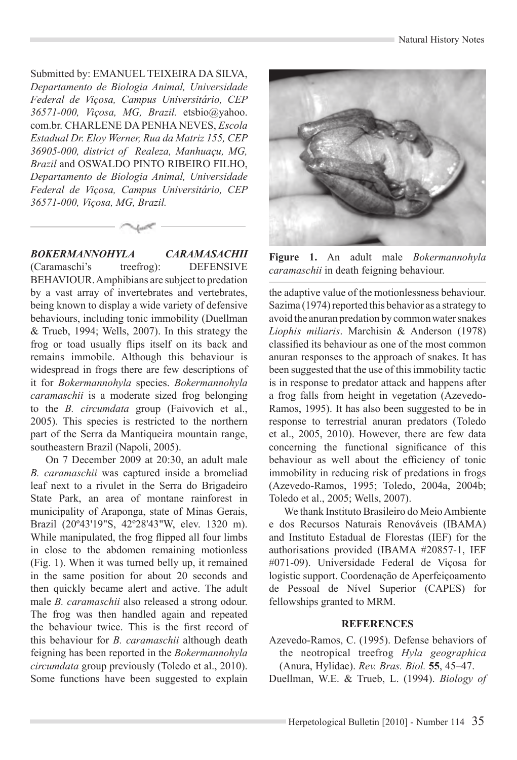Submitted by: EMANUEL TEIXEIRA DA SILVA, *Departamento de Biologia Animal, Universidade Federal de Viçosa, Campus Universitário, CEP 36571-000, Viçosa, MG, Brazil.* etsbio@yahoo.com.br. CHARLENE DA PENHA NEVES, *Escola Estadual Dr. Eloy Werner, Rua da Matriz 155, CEP 36905-000, district of Realeza, Manhuaçu, MG, Brazil* and OSWALDO PINTO RIBEIRO FILHO, *Departamento de Biologia Animal, Universidade Federal de Viçosa, Campus Universitário, CEP 36571-000, Viçosa, MG, Brazil.*

***BOKERMANNOHYLA CARAMASACHII*** (Caramaschi's treefrog): DEFENSIVE BEHAVIOUR. Amphibians are subject to predation by a vast array of invertebrates and vertebrates, being known to display a wide variety of defensive behaviours, including tonic immobility (Duellman & Trueb, 1994; Wells, 2007). In this strategy the frog or toad usually flips itself on its back and remains immobile. Although this behaviour is widespread in frogs there are few descriptions of it for *Bokermannohyla* species. *Bokermannohyla caramaschii* is a moderate sized frog belonging to the *B. circumdata* group (Faivovich et al., 2005). This species is restricted to the northern part of the Serra da Mantiqueira mountain range, southeastern Brazil (Napoli, 2005).

On 7 December 2009 at 20:30, an adult male *B. caramaschii* was captured inside a bromeliad leaf next to a rivulet in the Serra do Brigadeiro State Park, an area of montane rainforest in municipality of Araponga, state of Minas Gerais, Brazil (20º43'19"S, 42º28'43"W, elev. 1320 m). While manipulated, the frog flipped all four limbs in close to the abdomen remaining motionless (Fig. 1). When it was turned belly up, it remained in the same position for about 20 seconds and then quickly became alert and active. The adult male *B. caramaschii* also released a strong odour. The frog was then handled again and repeated the behaviour twice. This is the first record of this behaviour for *B. caramaschii* although death feigning has been reported in the *Bokermannohyla circumdata* group previously (Toledo et al., 2010). Some functions have been suggested to explain the adaptive value of the motionlessness behaviour. Sazima (1974) reported this behavior as a strategy to avoid the anuran predation by common water snakes *Liophis miliaris*. Marchisin & Anderson (1978) classified its behaviour as one of the most common anuran responses to the approach of snakes. It has been suggested that the use of this immobility tactic is in response to predator attack and happens after a frog falls from height in vegetation (Azevedo-Ramos, 1995). It has also been suggested to be in response to terrestrial anuran predators (Toledo et al., 2005, 2010). However, there are few data concerning the functional significance of this behaviour as well about the efficiency of tonic immobility in reducing risk of predations in frogs (Azevedo-Ramos, 1995; Toledo, 2004a, 2004b; Toledo et al., 2005; Wells, 2007).

**Figure 1.** An adult male *Bokermannohyla caramaschii* in death feigning behaviour.

We thank Instituto Brasileiro do Meio Ambiente e dos Recursos Naturais Renováveis (IBAMA) and Instituto Estadual de Florestas (IEF) for the authorisations provided (IBAMA #20857-1, IEF #071-09). Universidade Federal de Viçosa for logistic support. Coordenação de Aperfeiçoamento de Pessoal de Nível Superior (CAPES) for fellowships granted to MRM.

#### REFERENCES

Azevedo-Ramos, C. (1995). Defense behaviors of the neotropical treefrog *Hyla geographica* (Anura, Hylidae). *Rev. Bras. Biol.* **55**, 45–47.

Duellman, W.E. & Trueb, L. (1994). *Biology of*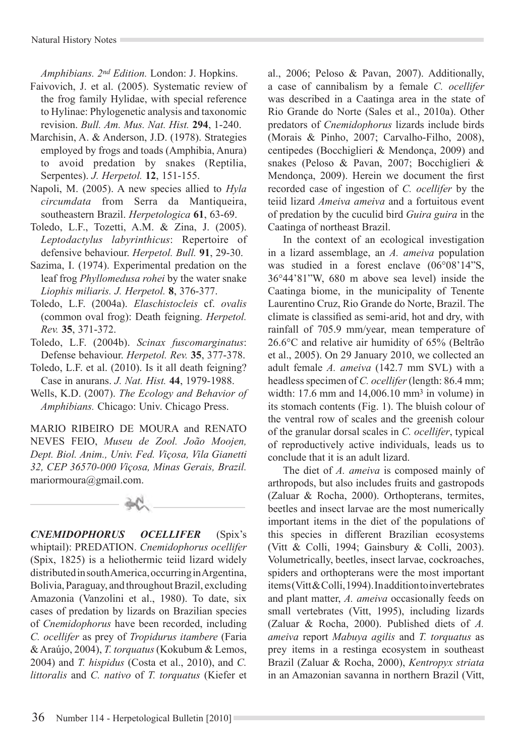*Amphibians. 2nd Edition.* London: J. Hopkins.

Faivovich, J. et al. (2005). Systematic review of the frog family Hylidae, with special reference to Hylinae: Phylogenetic analysis and taxonomic revision. *Bull. Am. Mus. Nat. Hist.* **294**, 1-240.

Marchisin, A. & Anderson, J.D. (1978). Strategies employed by frogs and toads (Amphibia, Anura) to avoid predation by snakes (Reptilia, Serpentes). *J. Herpetol.* **12**, 151-155.

Napoli, M. (2005). A new species allied to *Hyla circumdata* from Serra da Mantiqueira, southeastern Brazil. *Herpetologica* **61**, 63-69.

Toledo, L.F., Tozetti, A.M. & Zina, J. (2005). *Leptodactylus labyrinthicus*: Repertoire of defensive behaviour. *Herpetol. Bull.* **91**, 29-30.

Sazima, I. (1974). Experimental predation on the leaf frog *Phyllomedusa rohei* by the water snake *Liophis miliaris. J. Herpetol.* **8**, 376-377.

Toledo, L.F. (2004a). *Elaschistocleis* cf. *ovalis* (common oval frog): Death feigning. *Herpetol. Rev.* **35**, 371-372.

Toledo, L.F. (2004b). *Scinax fuscomarginatus*: Defense behaviour. *Herpetol. Rev.* **35**, 377-378.

Toledo, L.F. et al. (2010). Is it all death feigning? Case in anurans. *J. Nat. Hist.* **44**, 1979-1988.

Wells, K.D. (2007). *The Ecology and Behavior of Amphibians.* Chicago: Univ. Chicago Press.

MARIO RIBEIRO DE MOURA and RENATO NEVES FEIO, *Museu de Zool. João Moojen, Dept. Biol. Anim., Univ. Fed. Viçosa, Vila Gianetti 32, CEP 36570-000 Viçosa, Minas Gerais, Brazil.* mariormoura@gmail.com.

---

***CNEMIDOPHORUS OCELLIFER*** (Spix's whiptail): PREDATION. *Cnemidophorus ocellifer* (Spix, 1825) is a heliothermic teiid lizard widely distributed in south America, occurring in Argentina, Bolivia, Paraguay, and throughout Brazil, excluding Amazonia (Vanzolini et al., 1980). To date, six cases of predation by lizards on Brazilian species of *Cnemidophorus* have been recorded, including *C. ocellifer* as prey of *Tropidurus itambere* (Faria & Araújo, 2004), *T. torquatus* (Kokubum & Lemos, 2004) and *T. hispidus* (Costa et al., 2010), and *C. littoralis* and *C. nativo* of *T. torquatus* (Kiefer et al., 2006; Peloso & Pavan, 2007). Additionally, a case of cannibalism by a female *C. ocellifer* was described in a Caatinga area in the state of Rio Grande do Norte (Sales et al., 2010a). Other predators of *Cnemidophorus* lizards include birds (Morais & Pinho, 2007; Carvalho-Filho, 2008), centipedes (Bocchiglieri & Mendonça, 2009) and snakes (Peloso & Pavan, 2007; Bocchiglieri & Mendonça, 2009). Herein we document the first recorded case of ingestion of *C. ocellifer* by the teiid lizard *Ameiva ameiva* and a fortuitous event of predation by the cuculid bird *Guira guira* in the Caatinga of northeast Brazil.

In the context of an ecological investigation in a lizard assemblage, an *A. ameiva* population was studied in a forest enclave (06°08'14"S, 36°44'81"W, 680 m above sea level) inside the Caatinga biome, in the municipality of Tenente Laurentino Cruz, Rio Grande do Norte, Brazil. The climate is classified as semi-arid, hot and dry, with rainfall of 705.9 mm/year, mean temperature of 26.6°C and relative air humidity of 65% (Beltrão et al., 2005). On 29 January 2010, we collected an adult female *A. ameiva* (142.7 mm SVL) with a headless specimen of *C. ocellifer* (length: 86.4 mm; width: 17.6 mm and 14,006.10 mm$^3$ in volume) in its stomach contents (Fig. 1). The bluish colour of the ventral row of scales and the greenish colour of the granular dorsal scales in *C. ocellifer*, typical of reproductively active individuals, leads us to conclude that it is an adult lizard.

The diet of *A. ameiva* is composed mainly of arthropods, but also includes fruits and gastropods (Zaluar & Rocha, 2000). Orthopterans, termites, beetles and insect larvae are the most numerically important items in the diet of the populations of this species in different Brazilian ecosystems (Vitt & Colli, 1994; Gainsbury & Colli, 2003). Volumetrically, beetles, insect larvae, cockroaches, spiders and orthopterans were the most important items (Vitt & Colli, 1994). In addition to invertebrates and plant matter, *A. ameiva* occasionally feeds on small vertebrates (Vitt, 1995), including lizards (Zaluar & Rocha, 2000). Published diets of *A. ameiva* report *Mabuya agilis* and *T. torquatus* as prey items in a restinga ecosystem in southeast Brazil (Zaluar & Rocha, 2000), *Kentropyx striata* in an Amazonian savanna in northern Brazil (Vitt,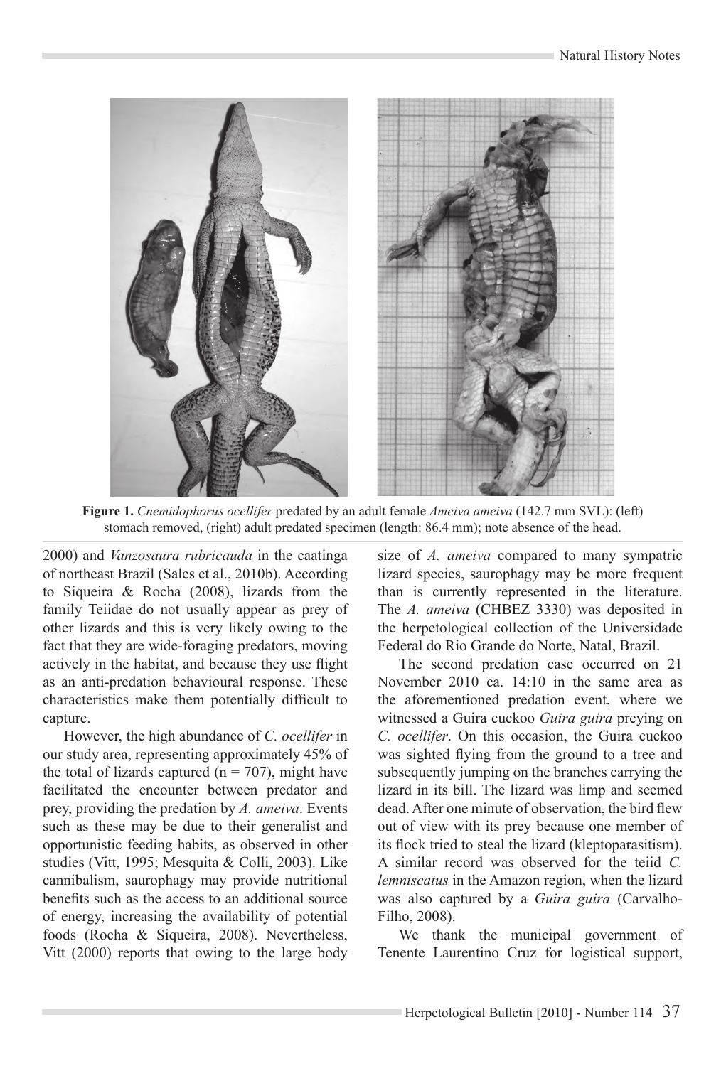**Figure 1.** *Cnemidophorus ocellifer* predated by an adult female *Ameiva ameiva* (142.7 mm SVL): (left) stomach removed, (right) adult predated specimen (length: 86.4 mm); note absence of the head.

2000) and *Vanzosaura rubricauda* in the caatinga of northeast Brazil (Sales et al., 2010b). According to Siqueira & Rocha (2008), lizards from the family Teiidae do not usually appear as prey of other lizards and this is very likely owing to the fact that they are wide-foraging predators, moving actively in the habitat, and because they use flight as an anti-predation behavioural response. These characteristics make them potentially difficult to capture.

However, the high abundance of *C. ocellifer* in our study area, representing approximately 45% of the total of lizards captured (n = 707), might have facilitated the encounter between predator and prey, providing the predation by *A. ameiva*. Events such as these may be due to their generalist and opportunistic feeding habits, as observed in other studies (Vitt, 1995; Mesquita & Colli, 2003). Like cannibalism, saurophagy may provide nutritional benefits such as the access to an additional source of energy, increasing the availability of potential foods (Rocha & Siqueira, 2008). Nevertheless, Vitt (2000) reports that owing to the large body size of *A. ameiva* compared to many sympatric lizard species, saurophagy may be more frequent than is currently represented in the literature. The *A. ameiva* (CHBEZ 3330) was deposited in the herpetological collection of the Universidade Federal do Rio Grande do Norte, Natal, Brazil.

The second predation case occurred on 21 November 2010 ca. 14:10 in the same area as the aforementioned predation event, where we witnessed a Guira cuckoo *Guira guira* preying on *C. ocellifer*. On this occasion, the Guira cuckoo was sighted flying from the ground to a tree and subsequently jumping on the branches carrying the lizard in its bill. The lizard was limp and seemed dead. After one minute of observation, the bird flew out of view with its prey because one member of its flock tried to steal the lizard (kleptoparasitism). A similar record was observed for the teiid *C. lemniscatus* in the Amazon region, when the lizard was also captured by a *Guira guira* (Carvalho-Filho, 2008).

We thank the municipal government of Tenente Laurentino Cruz for logistical support,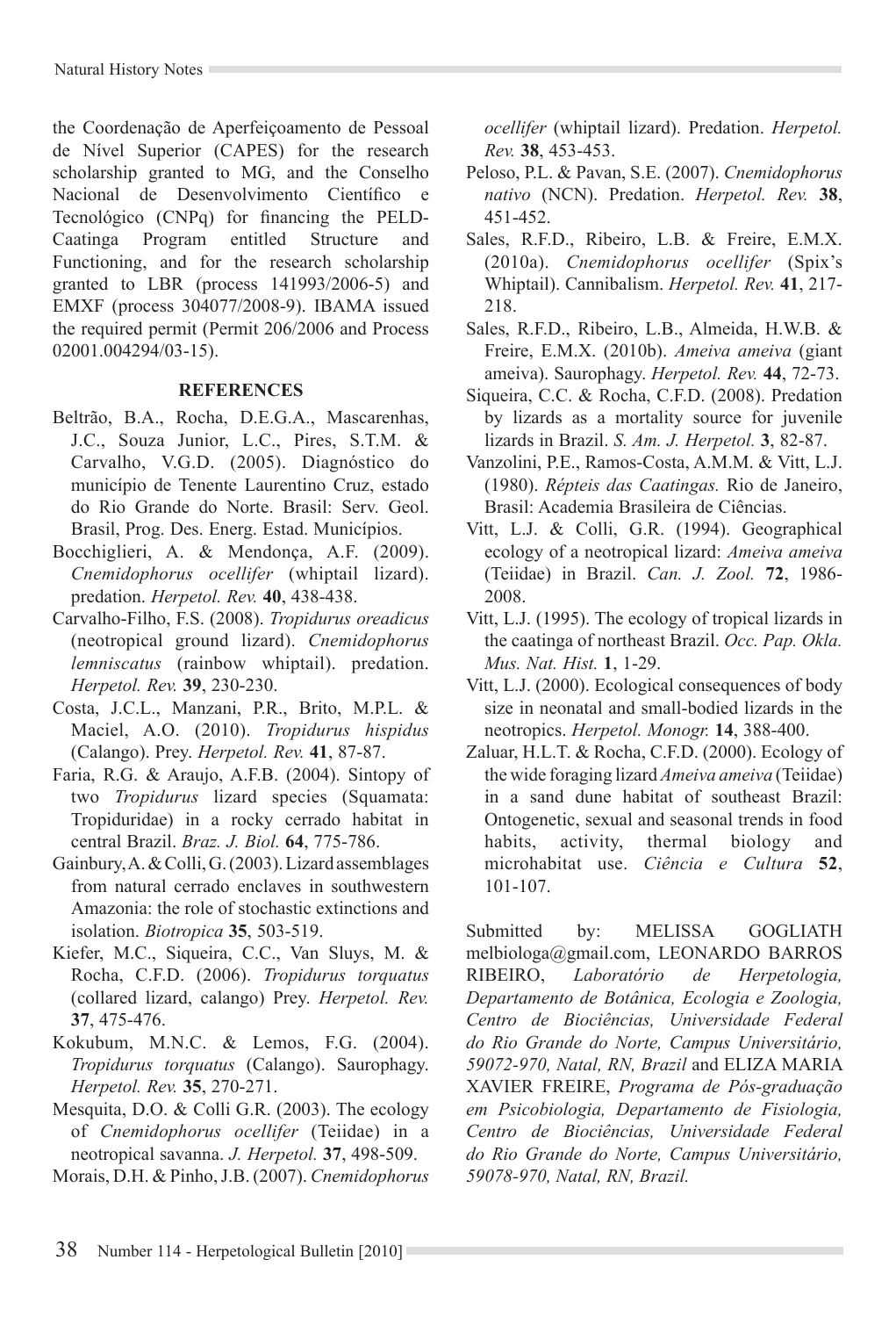the Coordenação de Aperfeiçoamento de Pessoal de Nível Superior (CAPES) for the research scholarship granted to MG, and the Conselho Nacional de Desenvolvimento Científico e Tecnológico (CNPq) for financing the PELD-Caatinga Program entitled Structure and Functioning, and for the research scholarship granted to LBR (process 141993/2006-5) and EMXF (process 304077/2008-9). IBAMA issued the required permit (Permit 206/2006 and Process 02001.004294/03-15).

## REFERENCES

Beltrão, B.A., Rocha, D.E.G.A., Mascarenhas, J.C., Souza Junior, L.C., Pires, S.T.M. & Carvalho, V.G.D. (2005). Diagnóstico do município de Tenente Laurentino Cruz, estado do Rio Grande do Norte. Brasil: Serv. Geol. Brasil, Prog. Des. Energ. Estad. Municípios.

Bocchiglieri, A. & Mendonça, A.F. (2009). *Cnemidophorus ocellifer* (whiptail lizard). predation. *Herpetol. Rev.* **40**, 438-438.

Carvalho-Filho, F.S. (2008). *Tropidurus oreadicus* (neotropical ground lizard). *Cnemidophorus lemniscatus* (rainbow whiptail). predation. *Herpetol. Rev.* **39**, 230-230.

Costa, J.C.L., Manzani, P.R., Brito, M.P.L. & Maciel, A.O. (2010). *Tropidurus hispidus* (Calango). Prey. *Herpetol. Rev.* **41**, 87-87.

Faria, R.G. & Araujo, A.F.B. (2004). Sintopy of two *Tropidurus* lizard species (Squamata: Tropiduridae) in a rocky cerrado habitat in central Brazil. *Braz. J. Biol.* **64**, 775-786.

Gainbury, A. & Colli, G. (2003). Lizard assemblages from natural cerrado enclaves in southwestern Amazonia: the role of stochastic extinctions and isolation. *Biotropica* **35**, 503-519.

Kiefer, M.C., Siqueira, C.C., Van Sluys, M. & Rocha, C.F.D. (2006). *Tropidurus torquatus* (collared lizard, calango) Prey. *Herpetol. Rev.* **37**, 475-476.

Kokubum, M.N.C. & Lemos, F.G. (2004). *Tropidurus torquatus* (Calango). Saurophagy. *Herpetol. Rev.* **35**, 270-271.

Mesquita, D.O. & Colli G.R. (2003). The ecology of *Cnemidophorus ocellifer* (Teiidae) in a neotropical savanna. *J. Herpetol.* **37**, 498-509.

Morais, D.H. & Pinho, J.B. (2007). *Cnemidophorus ocellifer* (whiptail lizard). Predation. *Herpetol. Rev.* **38**, 453-453.

Peloso, P.L. & Pavan, S.E. (2007). *Cnemidophorus nativo* (NCN). Predation. *Herpetol. Rev.* **38**, 451-452.

Sales, R.F.D., Ribeiro, L.B. & Freire, E.M.X. (2010a). *Cnemidophorus ocellifer* (Spix's Whiptail). Cannibalism. *Herpetol. Rev.* **41**, 217-218.

Sales, R.F.D., Ribeiro, L.B., Almeida, H.W.B. & Freire, E.M.X. (2010b). *Ameiva ameiva* (giant ameiva). Saurophagy. *Herpetol. Rev.* **44**, 72-73.

Siqueira, C.C. & Rocha, C.F.D. (2008). Predation by lizards as a mortality source for juvenile lizards in Brazil. *S. Am. J. Herpetol.* **3**, 82-87.

Vanzolini, P.E., Ramos-Costa, A.M.M. & Vitt, L.J. (1980). *Répteis das Caatingas.* Rio de Janeiro, Brasil: Academia Brasileira de Ciências.

Vitt, L.J. & Colli, G.R. (1994). Geographical ecology of a neotropical lizard: *Ameiva ameiva* (Teiidae) in Brazil. *Can. J. Zool.* **72**, 1986-2008.

Vitt, L.J. (1995). The ecology of tropical lizards in the caatinga of northeast Brazil. *Occ. Pap. Okla. Mus. Nat. Hist.* **1**, 1-29.

Vitt, L.J. (2000). Ecological consequences of body size in neonatal and small-bodied lizards in the neotropics. *Herpetol. Monogr.* **14**, 388-400.

Zaluar, H.L.T. & Rocha, C.F.D. (2000). Ecology of the wide foraging lizard *Ameiva ameiva* (Teiidae) in a sand dune habitat of southeast Brazil: Ontogenetic, sexual and seasonal trends in food habits, activity, thermal biology and microhabitat use. *Ciência e Cultura* **52**, 101-107.

Submitted by: MELISSA GOGLIATH melbiologa@gmail.com, LEONARDO BARROS RIBEIRO, *Laboratório de Herpetologia, Departamento de Botânica, Ecologia e Zoologia, Centro de Biociências, Universidade Federal do Rio Grande do Norte, Campus Universitário, 59072-970, Natal, RN, Brazil* and ELIZA MARIA XAVIER FREIRE, *Programa de Pós-graduação em Psicobiologia, Departamento de Fisiologia, Centro de Biociências, Universidade Federal do Rio Grande do Norte, Campus Universitário, 59078-970, Natal, RN, Brazil.*